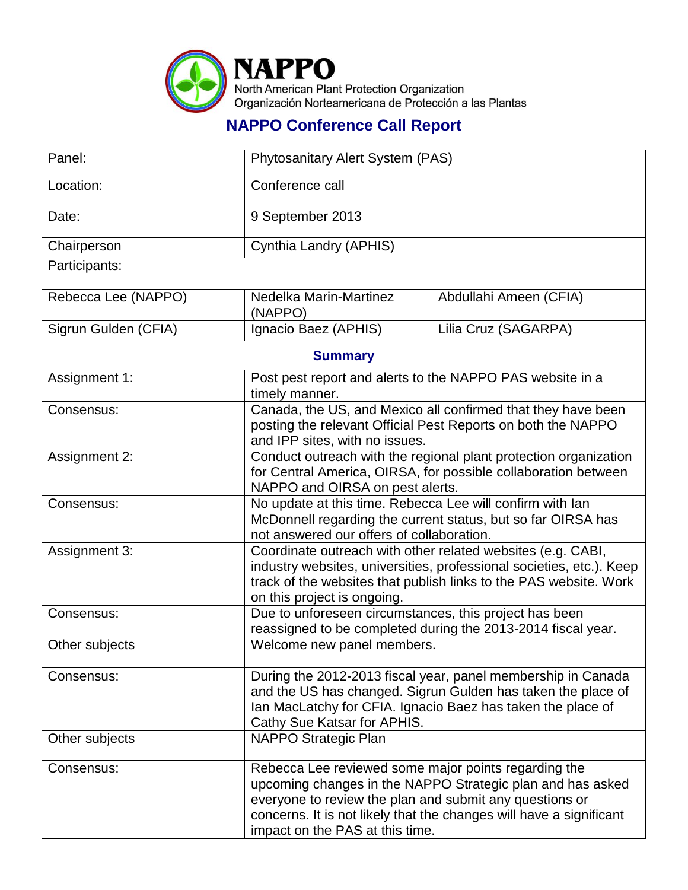**NAPPO**
North American Plant Protection Organization
Organización Norteamericana de Protección a las Plantas

# NAPPO Conference Call Report

| Panel: | Phytosanitary Alert System (PAS) | |
|---|---|---|
| Location: | Conference call | |
| Date: | 9 September 2013 | |
| Chairperson | Cynthia Landry (APHIS) | |
| Participants: | | |
| Rebecca Lee (NAPPO) | Nedelka Marin-Martinez (NAPPO) | Abdullahi Ameen (CFIA) |
| Sigrun Gulden (CFIA) | Ignacio Baez (APHIS) | Lilia Cruz (SAGARPA) |

## Summary

| | |
|---|---|
| Assignment 1: | Post pest report and alerts to the NAPPO PAS website in a timely manner. |
| Consensus: | Canada, the US, and Mexico all confirmed that they have been posting the relevant Official Pest Reports on both the NAPPO and IPP sites, with no issues. |
| Assignment 2: | Conduct outreach with the regional plant protection organization for Central America, OIRSA, for possible collaboration between NAPPO and OIRSA on pest alerts. |
| Consensus: | No update at this time. Rebecca Lee will confirm with Ian McDonnell regarding the current status, but so far OIRSA has not answered our offers of collaboration. |
| Assignment 3: | Coordinate outreach with other related websites (e.g. CABI, industry websites, universities, professional societies, etc.). Keep track of the websites that publish links to the PAS website. Work on this project is ongoing. |
| Consensus: | Due to unforeseen circumstances, this project has been reassigned to be completed during the 2013-2014 fiscal year. |
| Other subjects | Welcome new panel members. |
| Consensus: | During the 2012-2013 fiscal year, panel membership in Canada and the US has changed. Sigrun Gulden has taken the place of Ian MacLatchy for CFIA. Ignacio Baez has taken the place of Cathy Sue Katsar for APHIS. |
| Other subjects | NAPPO Strategic Plan |
| Consensus: | Rebecca Lee reviewed some major points regarding the upcoming changes in the NAPPO Strategic plan and has asked everyone to review the plan and submit any questions or concerns. It is not likely that the changes will have a significant impact on the PAS at this time. |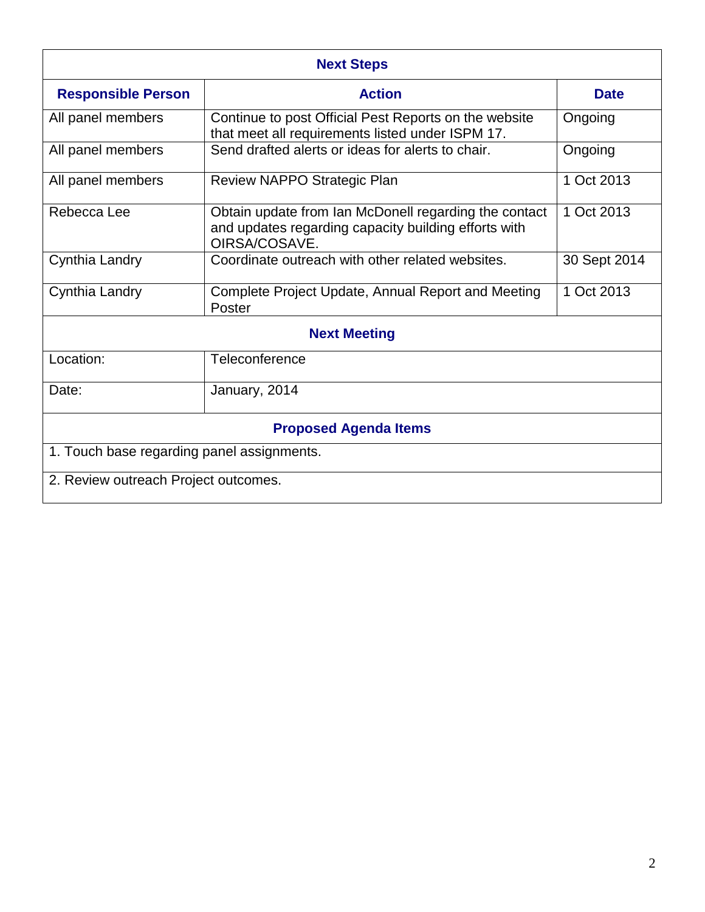| Next Steps | | |
|---|---|---|
| **Responsible Person** | **Action** | **Date** |
| All panel members | Continue to post Official Pest Reports on the website that meet all requirements listed under ISPM 17. | Ongoing |
| All panel members | Send drafted alerts or ideas for alerts to chair. | Ongoing |
| All panel members | Review NAPPO Strategic Plan | 1 Oct 2013 |
| Rebecca Lee | Obtain update from Ian McDonell regarding the contact and updates regarding capacity building efforts with OIRSA/COSAVE. | 1 Oct 2013 |
| Cynthia Landry | Coordinate outreach with other related websites. | 30 Sept 2014 |
| Cynthia Landry | Complete Project Update, Annual Report and Meeting Poster | 1 Oct 2013 |

| Next Meeting | |
|---|---|
| Location: | Teleconference |
| Date: | January, 2014 |

**Proposed Agenda Items**

1. Touch base regarding panel assignments.
2. Review outreach Project outcomes.